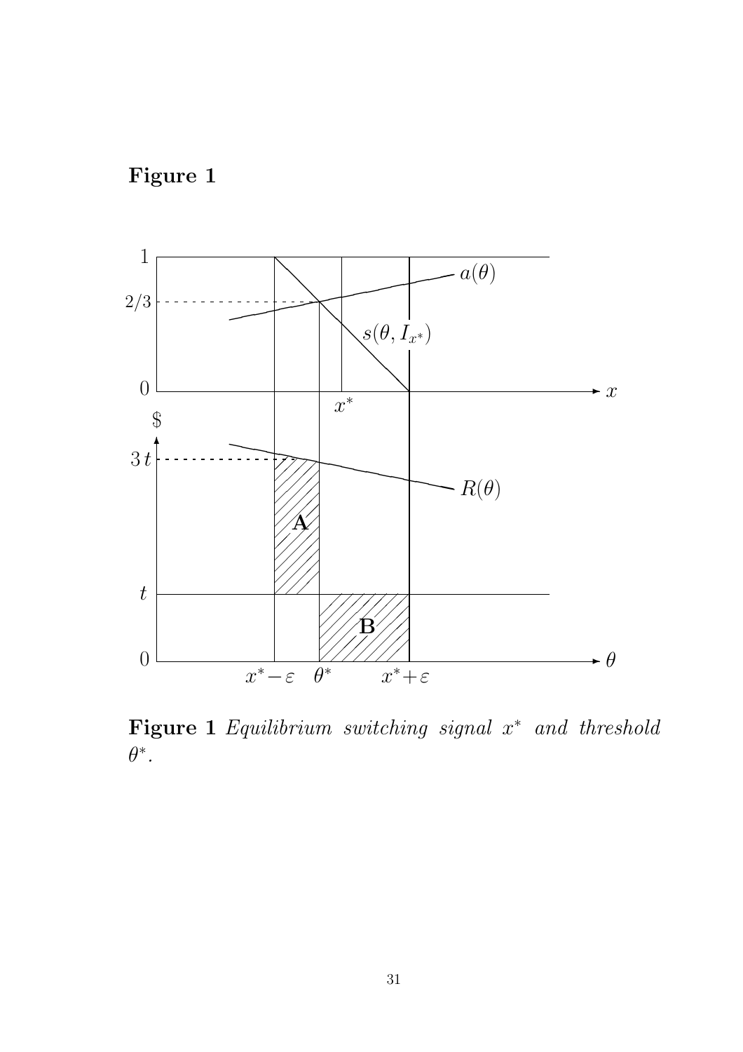# Figure 1

**Figure 1** *Equilibrium switching signal $x^*$ and threshold $\theta^*$.*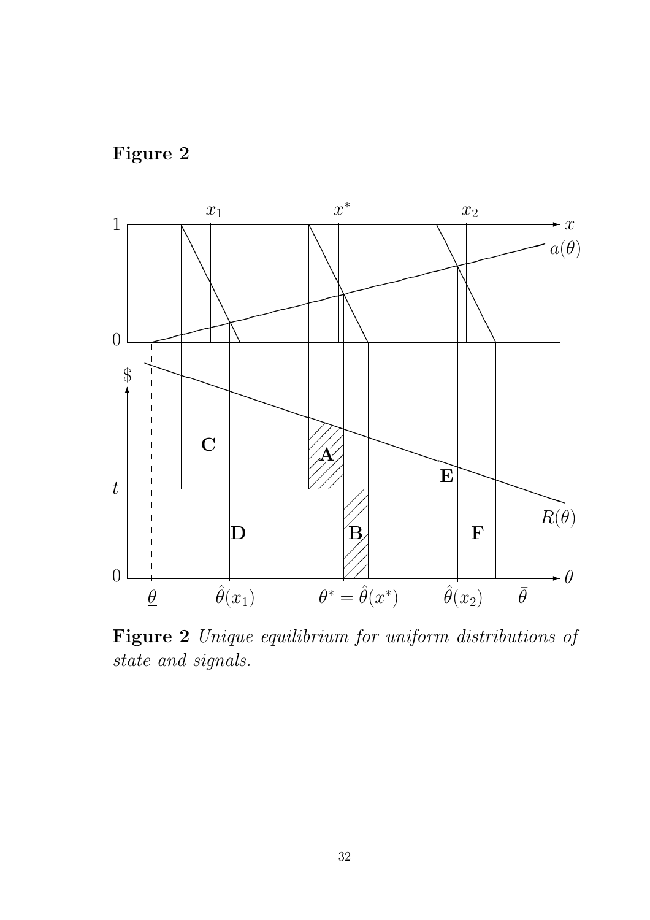**Figure 2**

**Figure 2** *Unique equilibrium for uniform distributions of state and signals.*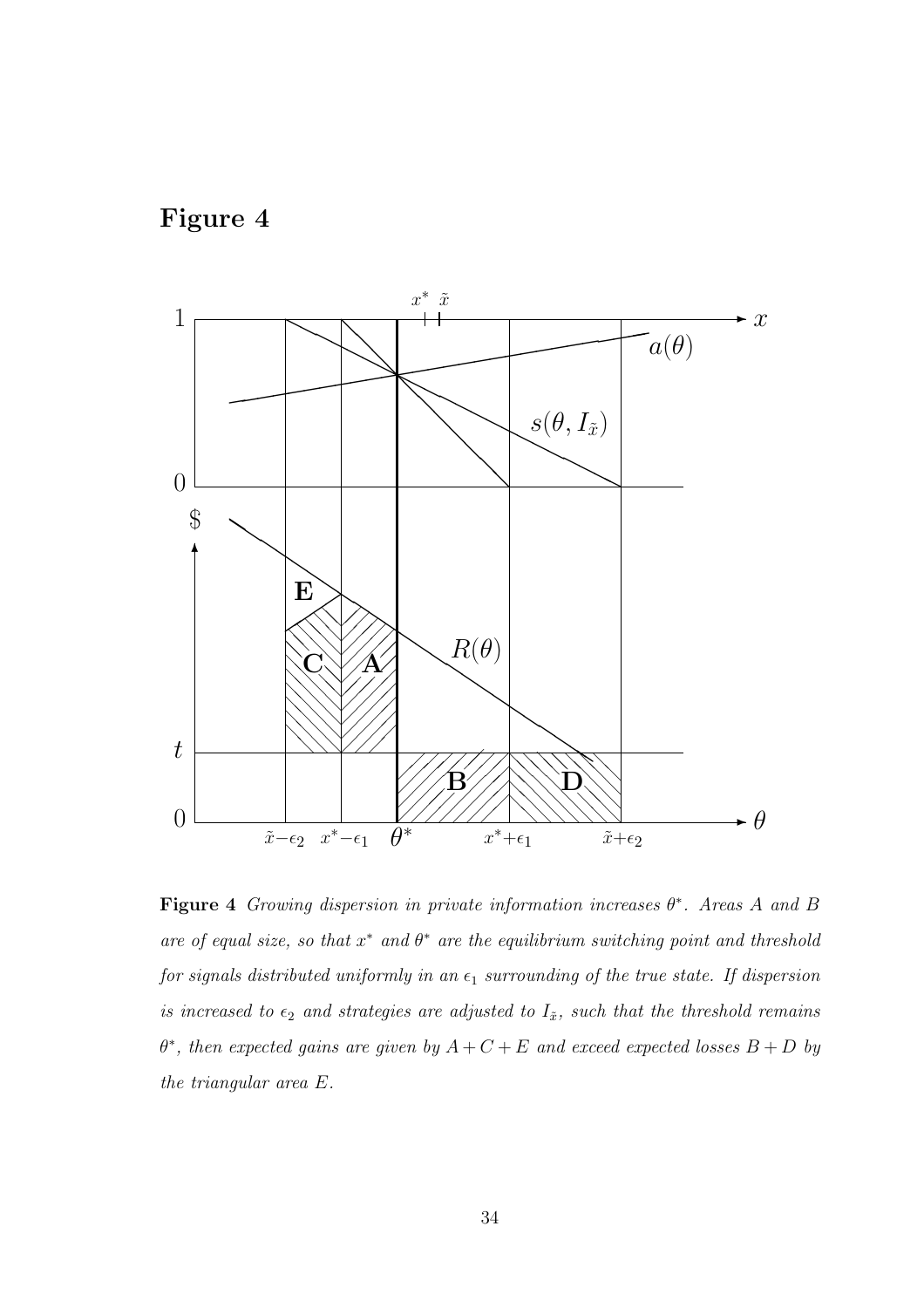# Figure 4

1

0

$x^*$ $\tilde{x}$

$x$

$a(\theta)$

$s(\theta, I_{\tilde{x}})$

\$

**E**

**C**

**A**

$R(\theta)$

$t$

**B**

**D**

0

$\tilde{x}-\epsilon_2$ $x^*-\epsilon_1$ $\theta^*$ $x^*+\epsilon_1$ $\tilde{x}+\epsilon_2$

$\theta$

**Figure 4** *Growing dispersion in private information increases $\theta^*$. Areas A and B are of equal size, so that $x^*$ and $\theta^*$ are the equilibrium switching point and threshold for signals distributed uniformly in an $\epsilon_1$ surrounding of the true state. If dispersion is increased to $\epsilon_2$ and strategies are adjusted to $I_{\tilde{x}}$, such that the threshold remains $\theta^*$, then expected gains are given by $A+C+E$ and exceed expected losses $B+D$ by the triangular area $E$.*